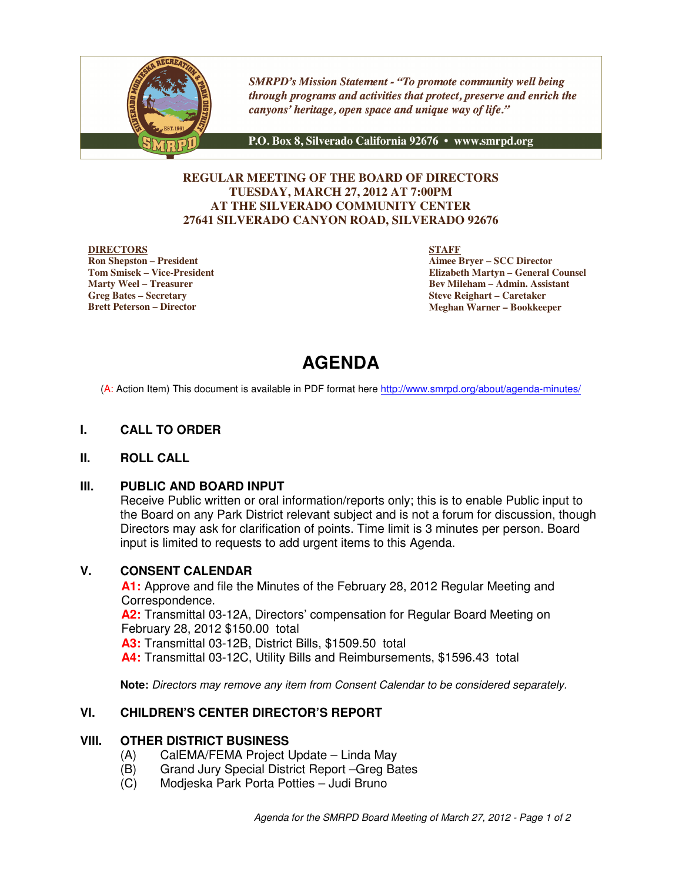*SMRPD's Mission Statement - "To promote community well being through programs and activities that protect, preserve and enrich the canyons' heritage, open space and unique way of life."*

**P.O. Box 8, Silverado California 92676 • www.smrpd.org**

**REGULAR MEETING OF THE BOARD OF DIRECTORS**
**TUESDAY, MARCH 27, 2012 AT 7:00PM**
**AT THE SILVERADO COMMUNITY CENTER**
**27641 SILVERADO CANYON ROAD, SILVERADO 92676**

**DIRECTORS**
**Ron Shepston – President**
**Tom Smisek – Vice-President**
**Marty Weel – Treasurer**
**Greg Bates – Secretary**
**Brett Peterson – Director**

**STAFF**
**Aimee Bryer – SCC Director**
**Elizabeth Martyn – General Counsel**
**Bev Mileham – Admin. Assistant**
**Steve Reighart – Caretaker**
**Meghan Warner – Bookkeeper**

# AGENDA

(A: Action Item) This document is available in PDF format here http://www.smrpd.org/about/agenda-minutes/

## I. CALL TO ORDER

## II. ROLL CALL

## III. PUBLIC AND BOARD INPUT

Receive Public written or oral information/reports only; this is to enable Public input to the Board on any Park District relevant subject and is not a forum for discussion, though Directors may ask for clarification of points. Time limit is 3 minutes per person. Board input is limited to requests to add urgent items to this Agenda.

## V. CONSENT CALENDAR

**A1:** Approve and file the Minutes of the February 28, 2012 Regular Meeting and Correspondence.
**A2:** Transmittal 03-12A, Directors' compensation for Regular Board Meeting on February 28, 2012 $150.00 total
**A3:** Transmittal 03-12B, District Bills, $1509.50 total
**A4:** Transmittal 03-12C, Utility Bills and Reimbursements, $1596.43 total

**Note:** *Directors may remove any item from Consent Calendar to be considered separately.*

## VI. CHILDREN'S CENTER DIRECTOR'S REPORT

## VIII. OTHER DISTRICT BUSINESS

(A) CalEMA/FEMA Project Update – Linda May
(B) Grand Jury Special District Report –Greg Bates
(C) Modjeska Park Porta Potties – Judi Bruno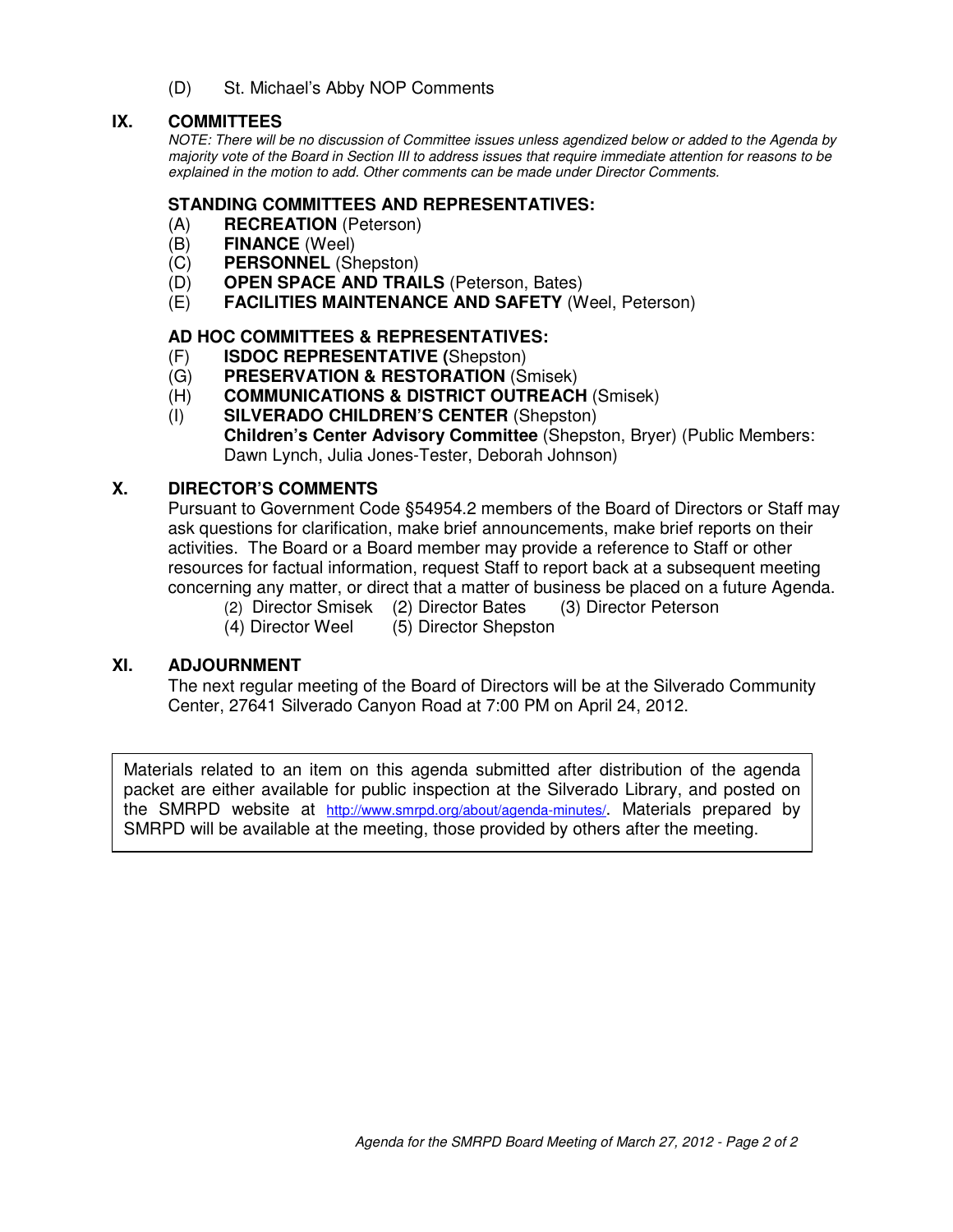(D) St. Michael's Abby NOP Comments

## IX. COMMITTEES

*NOTE: There will be no discussion of Committee issues unless agendized below or added to the Agenda by majority vote of the Board in Section III to address issues that require immediate attention for reasons to be explained in the motion to add. Other comments can be made under Director Comments.*

### STANDING COMMITTEES AND REPRESENTATIVES:

(A) **RECREATION** (Peterson)
(B) **FINANCE** (Weel)
(C) **PERSONNEL** (Shepston)
(D) **OPEN SPACE AND TRAILS** (Peterson, Bates)
(E) **FACILITIES MAINTENANCE AND SAFETY** (Weel, Peterson)

### AD HOC COMMITTEES & REPRESENTATIVES:

(F) **ISDOC REPRESENTATIVE (**Shepston)
(G) **PRESERVATION & RESTORATION** (Smisek)
(H) **COMMUNICATIONS & DISTRICT OUTREACH** (Smisek)
(I) **SILVERADO CHILDREN'S CENTER** (Shepston)
**Children's Center Advisory Committee** (Shepston, Bryer) (Public Members: Dawn Lynch, Julia Jones-Tester, Deborah Johnson)

## X. DIRECTOR'S COMMENTS

Pursuant to Government Code §54954.2 members of the Board of Directors or Staff may ask questions for clarification, make brief announcements, make brief reports on their activities. The Board or a Board member may provide a reference to Staff or other resources for factual information, request Staff to report back at a subsequent meeting concerning any matter, or direct that a matter of business be placed on a future Agenda.

(2) Director Smisek (2) Director Bates (3) Director Peterson
(4) Director Weel (5) Director Shepston

## XI. ADJOURNMENT

The next regular meeting of the Board of Directors will be at the Silverado Community Center, 27641 Silverado Canyon Road at 7:00 PM on April 24, 2012.

Materials related to an item on this agenda submitted after distribution of the agenda packet are either available for public inspection at the Silverado Library, and posted on the SMRPD website at http://www.smrpd.org/about/agenda-minutes/. Materials prepared by SMRPD will be available at the meeting, those provided by others after the meeting.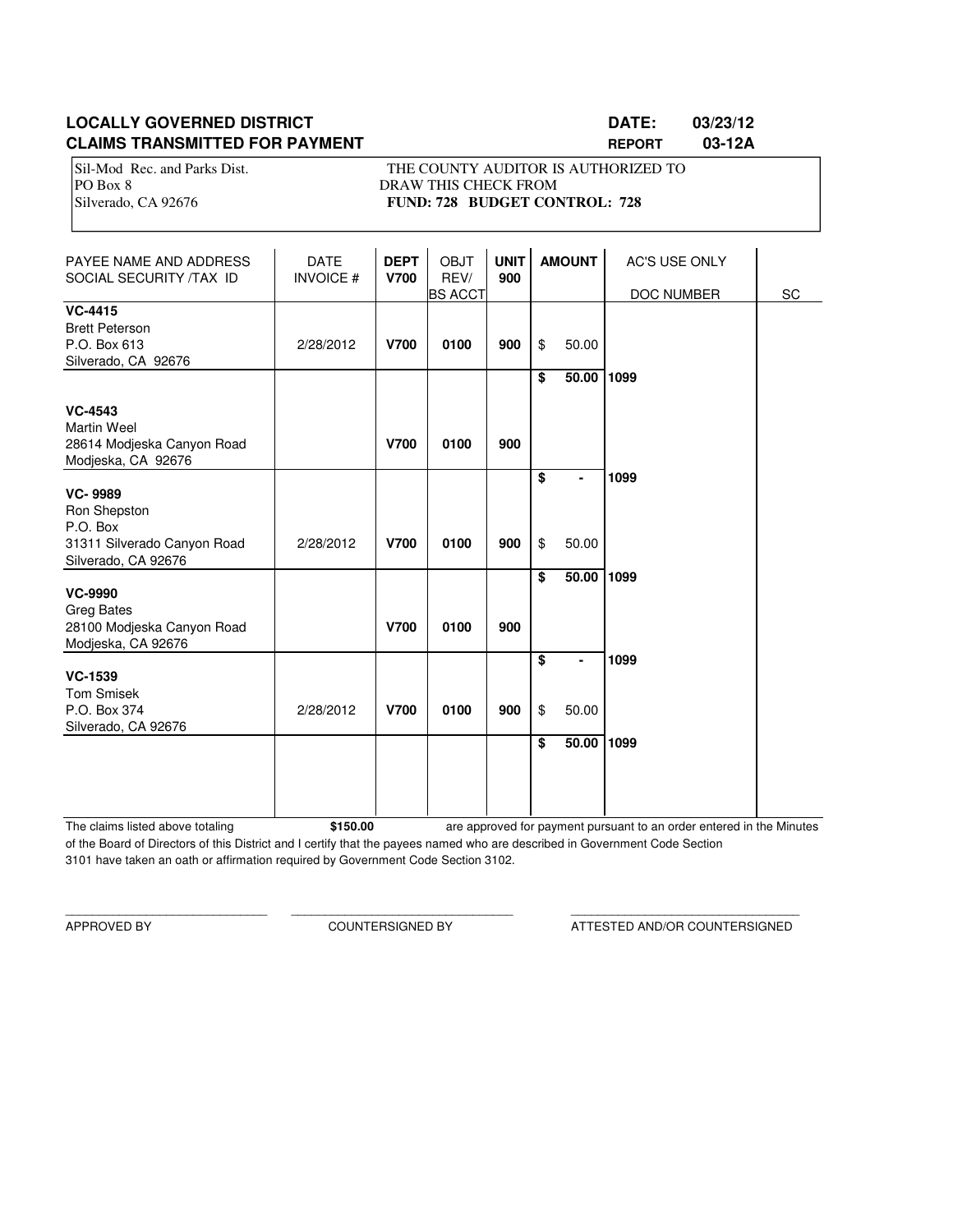**LOCALLY GOVERNED DISTRICT** **DATE: 03/23/12**

**CLAIMS TRANSMITTED FOR PAYMENT** **REPORT 03-12A**

Sil-Mod Rec. and Parks Dist.
PO Box 8
Silverado, CA 92676

THE COUNTY AUDITOR IS AUTHORIZED TO DRAW THIS CHECK FROM
**FUND: 728 BUDGET CONTROL: 728**

| PAYEE NAME AND ADDRESS SOCIAL SECURITY /TAX ID | DATE INVOICE # | DEPT V700 | OBJT REV/ BS ACCT | UNIT 900 | AMOUNT | AC'S USE ONLY DOC NUMBER | SC |
|---|---|---|---|---|---|---|---|
| **VC-4415** Brett Peterson P.O. Box 613 Silverado, CA 92676 | 2/28/2012 | **V700** | **0100** | **900** | $ 50.00 | | |
| | | | | | **$ 50.00** | **1099** | |
| **VC-4543** Martin Weel 28614 Modjeska Canyon Road Modjeska, CA 92676 | | **V700** | **0100** | **900** | | | |
| | | | | | **$ -** | **1099** | |
| **VC- 9989** Ron Shepston P.O. Box 31311 Silverado Canyon Road Silverado, CA 92676 | 2/28/2012 | **V700** | **0100** | **900** | $ 50.00 | | |
| | | | | | **$ 50.00** | **1099** | |
| **VC-9990** Greg Bates 28100 Modjeska Canyon Road Modjeska, CA 92676 | | **V700** | **0100** | **900** | | | |
| | | | | | **$ -** | **1099** | |
| **VC-1539** Tom Smisek P.O. Box 374 Silverado, CA 92676 | 2/28/2012 | **V700** | **0100** | **900** | $ 50.00 | | |
| | | | | | **$ 50.00** | **1099** | |

The claims listed above totaling **$150.00** are approved for payment pursuant to an order entered in the Minutes of the Board of Directors of this District and I certify that the payees named who are described in Government Code Section 3101 have taken an oath or affirmation required by Government Code Section 3102.

_____________________________ APPROVED BY

_____________________________ COUNTERSIGNED BY

_____________________________ ATTESTED AND/OR COUNTERSIGNED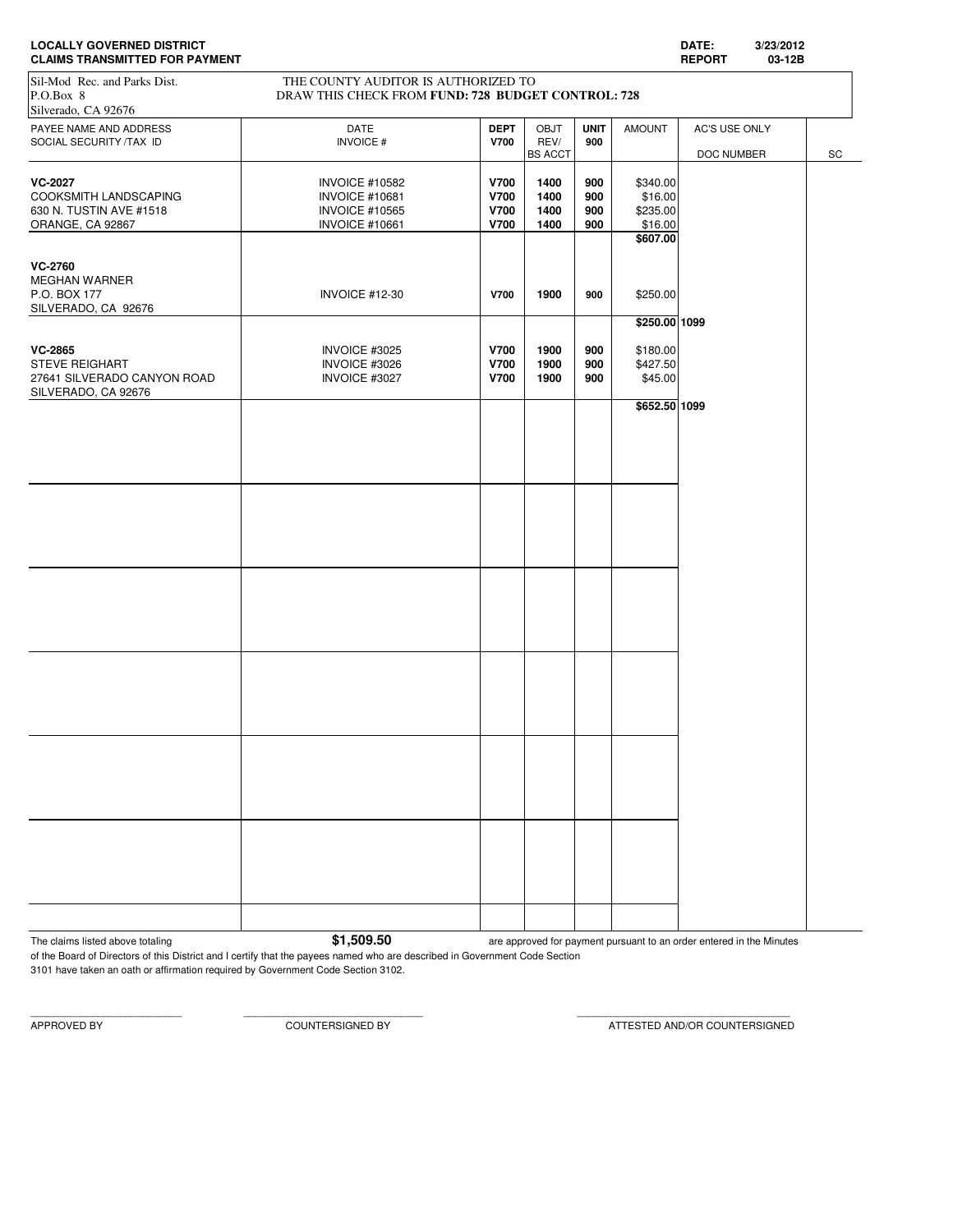**LOCALLY GOVERNED DISTRICT**
**CLAIMS TRANSMITTED FOR PAYMENT**

**DATE:** 3/23/2012
**REPORT** 03-12B

Sil-Mod Rec. and Parks Dist.
P.O.Box 8
Silverado, CA 92676

THE COUNTY AUDITOR IS AUTHORIZED TO
DRAW THIS CHECK FROM **FUND: 728 BUDGET CONTROL: 728**

| PAYEE NAME AND ADDRESS<br>SOCIAL SECURITY /TAX ID | DATE<br>INVOICE # | DEPT<br>V700 | OBJT<br>REV/<br>BS ACCT | UNIT<br>900 | AMOUNT | AC'S USE ONLY<br>DOC NUMBER | SC |
|---|---|---|---|---|---|---|---|
| **VC-2027** | INVOICE #10582 | **V700** | **1400** | **900** | $340.00 | | |
| COOKSMITH LANDSCAPING | INVOICE #10681 | **V700** | **1400** | **900** | $16.00 | | |
| 630 N. TUSTIN AVE #1518 | INVOICE #10565 | **V700** | **1400** | **900** | $235.00 | | |
| ORANGE, CA 92867 | INVOICE #10661 | **V700** | **1400** | **900** | $16.00 | | |
| | | | | | **$607.00** | | |
| **VC-2760** | | | | | | | |
| MEGHAN WARNER | | | | | | | |
| P.O. BOX 177 | INVOICE #12-30 | **V700** | **1900** | **900** | $250.00 | | |
| SILVERADO, CA 92676 | | | | | | | |
| | | | | | **$250.00** | **1099** | |
| **VC-2865** | INVOICE #3025 | **V700** | **1900** | **900** | $180.00 | | |
| STEVE REIGHART | INVOICE #3026 | **V700** | **1900** | **900** | $427.50 | | |
| 27641 SILVERADO CANYON ROAD | INVOICE #3027 | **V700** | **1900** | **900** | $45.00 | | |
| SILVERADO, CA 92676 | | | | | | | |
| | | | | | **$652.50** | **1099** | |

The claims listed above totaling **$1,509.50** are approved for payment pursuant to an order entered in the Minutes of the Board of Directors of this District and I certify that the payees named who are described in Government Code Section 3101 have taken an oath or affirmation required by Government Code Section 3102.

\_\_\_\_\_\_\_\_\_\_\_\_\_\_\_\_\_\_\_\_\_\_\_\_ \_\_\_\_\_\_\_\_\_\_\_\_\_\_\_\_\_\_\_\_\_\_\_\_ \_\_\_\_\_\_\_\_\_\_\_\_\_\_\_\_\_\_\_\_\_\_\_\_

APPROVED BY COUNTERSIGNED BY ATTESTED AND/OR COUNTERSIGNED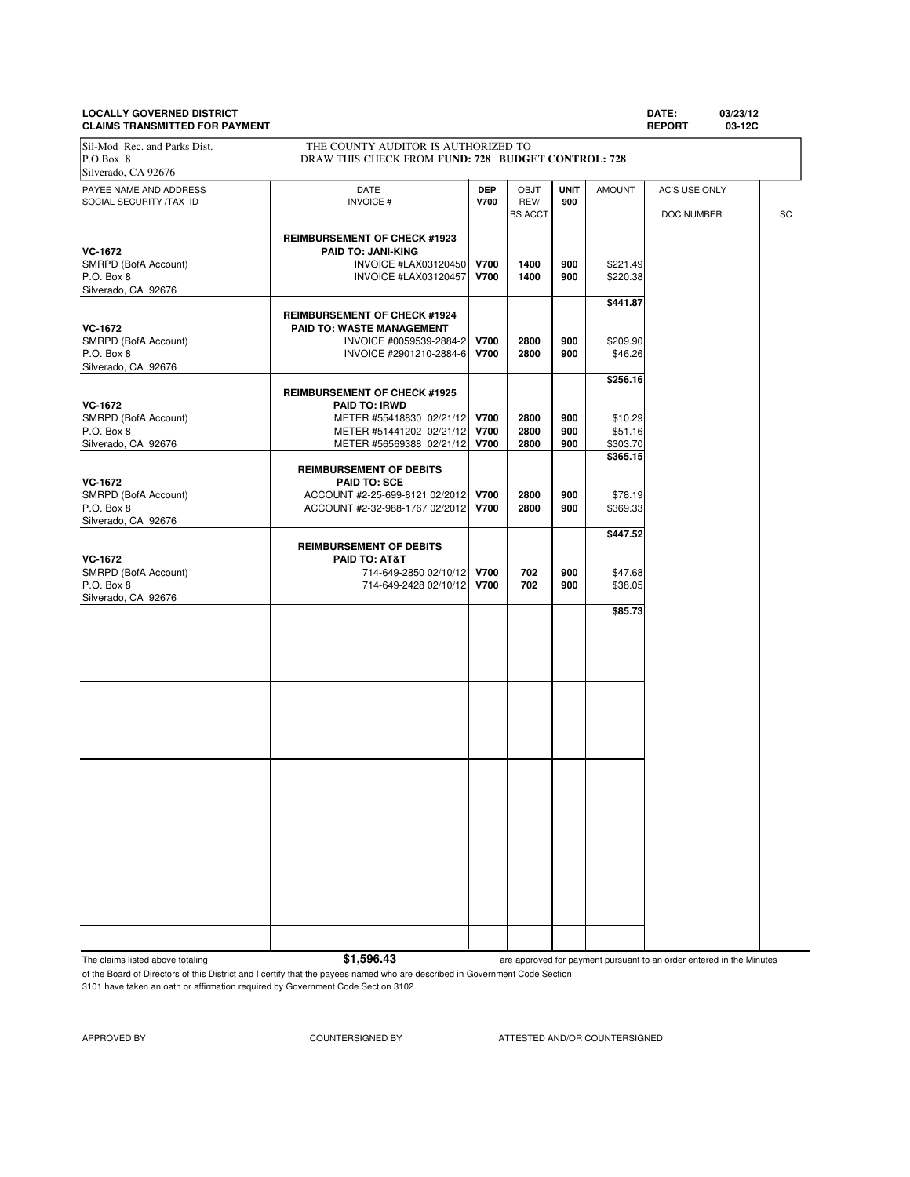**LOCALLY GOVERNED DISTRICT**
**CLAIMS TRANSMITTED FOR PAYMENT**

**DATE:** 03/23/12
**REPORT** 03-12C

Sil-Mod Rec. and Parks Dist.
P.O.Box 8
Silverado, CA 92676

THE COUNTY AUDITOR IS AUTHORIZED TO DRAW THIS CHECK FROM **FUND: 728 BUDGET CONTROL: 728**

| PAYEE NAME AND ADDRESS SOCIAL SECURITY /TAX ID | DATE INVOICE # | DEP V700 | OBJT REV/ BS ACCT | UNIT 900 | AMOUNT | AC'S USE ONLY DOC NUMBER | SC |
|---|---|---|---|---|---|---|---|
| **VC-1672** SMRPD (BofA Account) P.O. Box 8 Silverado, CA 92676 | **REIMBURSEMENT OF CHECK #1923** **PAID TO: JANI-KING** | | | | | | |
| | INVOICE #LAX03120450 | **V700** | **1400** | **900** | $221.49 | | |
| | INVOICE #LAX03120457 | **V700** | **1400** | **900** | $220.38 | | |
| | | | | | **$441.87** | | |
| **VC-1672** SMRPD (BofA Account) P.O. Box 8 Silverado, CA 92676 | **REIMBURSEMENT OF CHECK #1924** **PAID TO: WASTE MANAGEMENT** | | | | | | |
| | INVOICE #0059539-2884-2 | **V700** | **2800** | **900** | $209.90 | | |
| | INVOICE #2901210-2884-6 | **V700** | **2800** | **900** | $46.26 | | |
| | | | | | **$256.16** | | |
| **VC-1672** SMRPD (BofA Account) P.O. Box 8 Silverado, CA 92676 | **REIMBURSEMENT OF CHECK #1925** **PAID TO: IRWD** | | | | | | |
| | METER #55418830 02/21/12 | **V700** | **2800** | **900** | $10.29 | | |
| | METER #51441202 02/21/12 | **V700** | **2800** | **900** | $51.16 | | |
| | METER #56569388 02/21/12 | **V700** | **2800** | **900** | $303.70 | | |
| | | | | | **$365.15** | | |
| **VC-1672** SMRPD (BofA Account) P.O. Box 8 Silverado, CA 92676 | **REIMBURSEMENT OF DEBITS** **PAID TO: SCE** | | | | | | |
| | ACCOUNT #2-25-699-8121 02/2012 | **V700** | **2800** | **900** | $78.19 | | |
| | ACCOUNT #2-32-988-1767 02/2012 | **V700** | **2800** | **900** | $369.33 | | |
| | | | | | **$447.52** | | |
| **VC-1672** SMRPD (BofA Account) P.O. Box 8 Silverado, CA 92676 | **REIMBURSEMENT OF DEBITS** **PAID TO: AT&T** | | | | | | |
| | 714-649-2850 02/10/12 | **V700** | **702** | **900** | $47.68 | | |
| | 714-649-2428 02/10/12 | **V700** | **702** | **900** | $38.05 | | |
| | | | | | **$85.73** | | |

The claims listed above totaling **$1,596.43** are approved for payment pursuant to an order entered in the Minutes of the Board of Directors of this District and I certify that the payees named who are described in Government Code Section 3101 have taken an oath or affirmation required by Government Code Section 3102.

\_\_\_\_\_\_\_\_\_\_\_\_\_\_\_\_\_\_\_\_\_\_\_\_ APPROVED BY

\_\_\_\_\_\_\_\_\_\_\_\_\_\_\_\_\_\_\_\_\_\_\_\_ COUNTERSIGNED BY

\_\_\_\_\_\_\_\_\_\_\_\_\_\_\_\_\_\_\_\_\_\_\_\_ ATTESTED AND/OR COUNTERSIGNED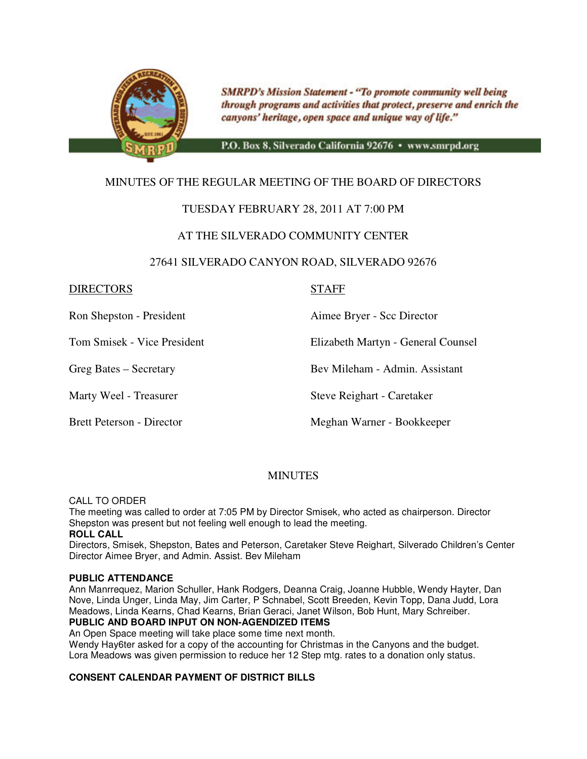*SMRPD's Mission Statement - "To promote community well being through programs and activities that protect, preserve and enrich the canyons' heritage, open space and unique way of life."*

P.O. Box 8, Silverado California 92676 • www.smrpd.org

MINUTES OF THE REGULAR MEETING OF THE BOARD OF DIRECTORS

TUESDAY FEBRUARY 28, 2011 AT 7:00 PM

AT THE SILVERADO COMMUNITY CENTER

27641 SILVERADO CANYON ROAD, SILVERADO 92676

| DIRECTORS | STAFF |
|---|---|
| Ron Shepston - President | Aimee Bryer - Scc Director |
| Tom Smisek - Vice President | Elizabeth Martyn - General Counsel |
| Greg Bates – Secretary | Bev Mileham - Admin. Assistant |
| Marty Weel - Treasurer | Steve Reighart - Caretaker |
| Brett Peterson - Director | Meghan Warner - Bookkeeper |

MINUTES

CALL TO ORDER
The meeting was called to order at 7:05 PM by Director Smisek, who acted as chairperson. Director Shepston was present but not feeling well enough to lead the meeting.

**ROLL CALL**
Directors, Smisek, Shepston, Bates and Peterson, Caretaker Steve Reighart, Silverado Children's Center Director Aimee Bryer, and Admin. Assist. Bev Mileham

**PUBLIC ATTENDANCE**
Ann Manrrequez, Marion Schuller, Hank Rodgers, Deanna Craig, Joanne Hubble, Wendy Hayter, Dan Nove, Linda Unger, Linda May, Jim Carter, P Schnabel, Scott Breeden, Kevin Topp, Dana Judd, Lora Meadows, Linda Kearns, Chad Kearns, Brian Geraci, Janet Wilson, Bob Hunt, Mary Schreiber.

**PUBLIC AND BOARD INPUT ON NON-AGENDIZED ITEMS**
An Open Space meeting will take place some time next month.
Wendy Hay6ter asked for a copy of the accounting for Christmas in the Canyons and the budget.
Lora Meadows was given permission to reduce her 12 Step mtg. rates to a donation only status.

**CONSENT CALENDAR PAYMENT OF DISTRICT BILLS**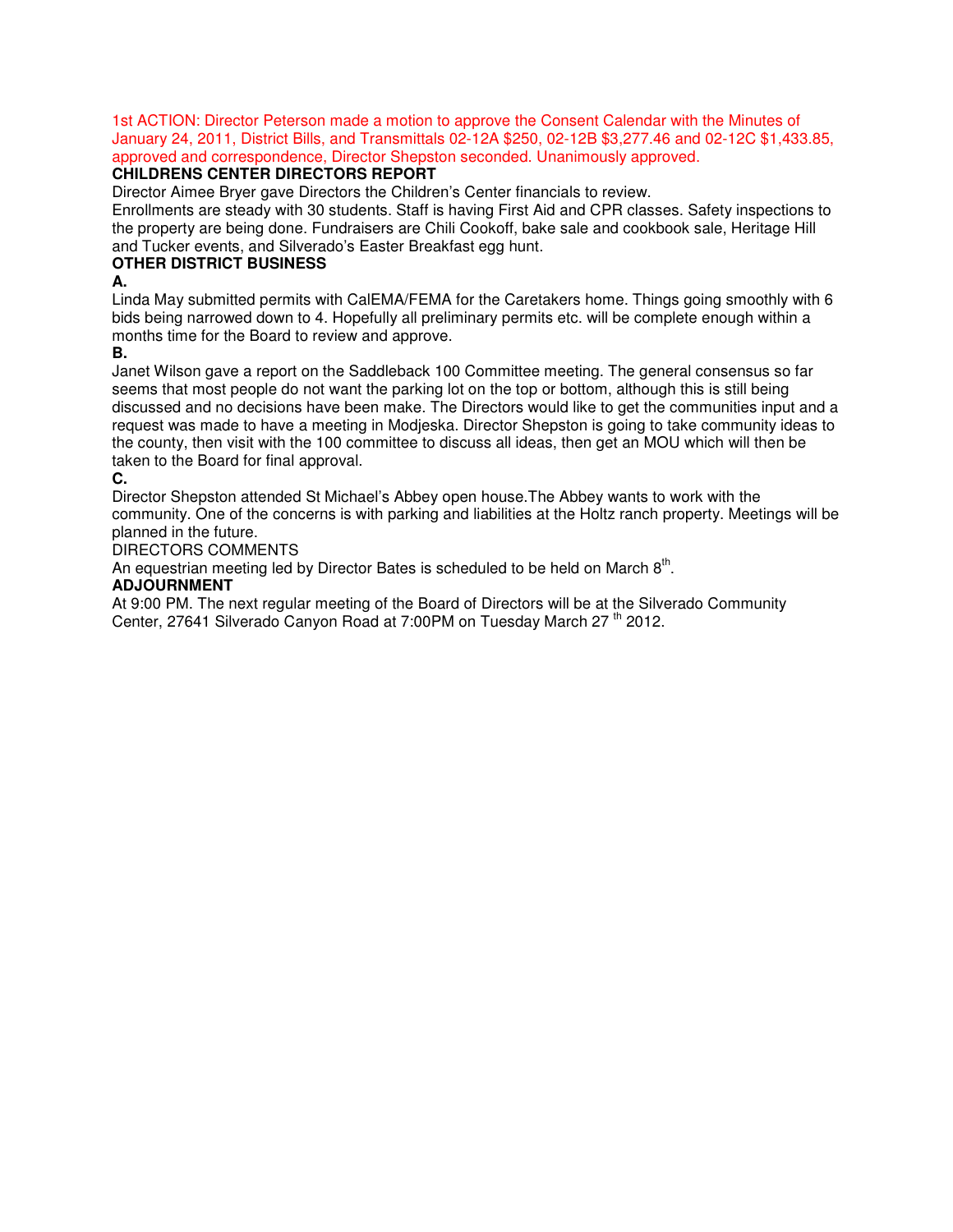1st ACTION: Director Peterson made a motion to approve the Consent Calendar with the Minutes of January 24, 2011, District Bills, and Transmittals 02-12A $250, 02-12B $3,277.46 and 02-12C $1,433.85, approved and correspondence, Director Shepston seconded. Unanimously approved.

**CHILDRENS CENTER DIRECTORS REPORT**

Director Aimee Bryer gave Directors the Children's Center financials to review.

Enrollments are steady with 30 students. Staff is having First Aid and CPR classes. Safety inspections to the property are being done. Fundraisers are Chili Cookoff, bake sale and cookbook sale, Heritage Hill and Tucker events, and Silverado's Easter Breakfast egg hunt.

**OTHER DISTRICT BUSINESS**

**A.**

Linda May submitted permits with CalEMA/FEMA for the Caretakers home. Things going smoothly with 6 bids being narrowed down to 4. Hopefully all preliminary permits etc. will be complete enough within a months time for the Board to review and approve.

**B.**

Janet Wilson gave a report on the Saddleback 100 Committee meeting. The general consensus so far seems that most people do not want the parking lot on the top or bottom, although this is still being discussed and no decisions have been make. The Directors would like to get the communities input and a request was made to have a meeting in Modjeska. Director Shepston is going to take community ideas to the county, then visit with the 100 committee to discuss all ideas, then get an MOU which will then be taken to the Board for final approval.

**C.**

Director Shepston attended St Michael's Abbey open house.The Abbey wants to work with the community. One of the concerns is with parking and liabilities at the Holtz ranch property. Meetings will be planned in the future.

DIRECTORS COMMENTS

An equestrian meeting led by Director Bates is scheduled to be held on March 8th.

**ADJOURNMENT**

At 9:00 PM. The next regular meeting of the Board of Directors will be at the Silverado Community Center, 27641 Silverado Canyon Road at 7:00PM on Tuesday March 27 th 2012.